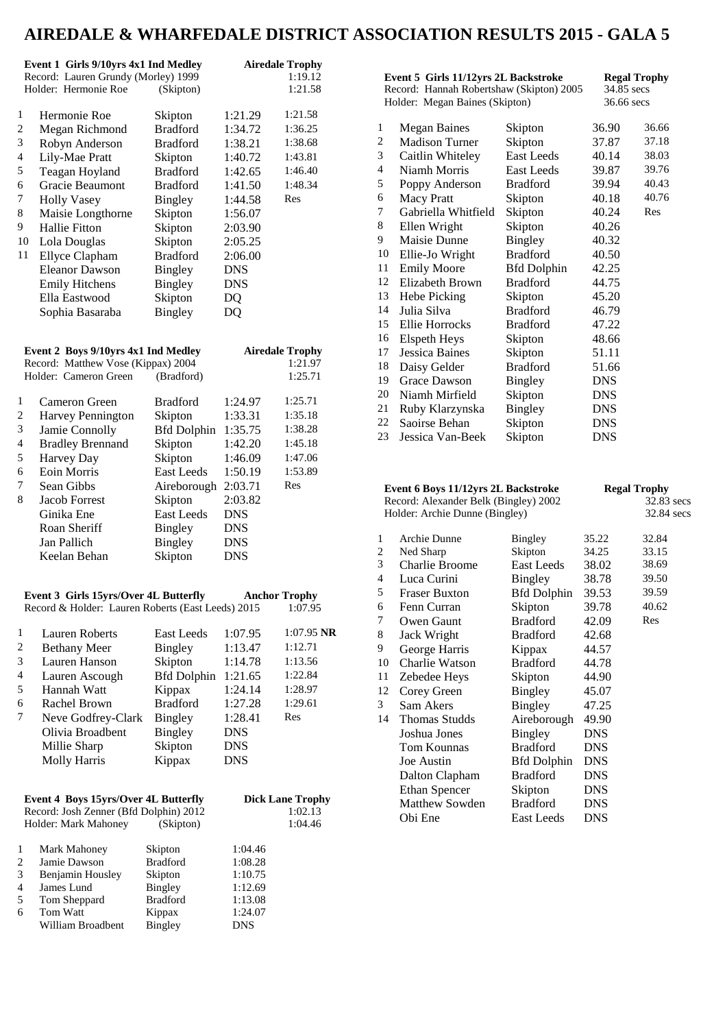# AIREDALE & WHARFEDALE DISTRICT ASSOCIATION RESULTS 2015 - GALA 5

**Event 1 Girls 9/10yrs 4x1 Ind Medley** — **Airedale Trophy**

Record: Lauren Grundy (Morley) 1999 — 1:19.12

Holder: Hermonie Roe (Skipton) — 1:21.58

| | | | | |
|---|---|---|---|---|
| 1 | Hermonie Roe | Skipton | 1:21.29 | 1:21.58 |
| 2 | Megan Richmond | Bradford | 1:34.72 | 1:36.25 |
| 3 | Robyn Anderson | Bradford | 1:38.21 | 1:38.68 |
| 4 | Lily-Mae Pratt | Skipton | 1:40.72 | 1:43.81 |
| 5 | Teagan Hoyland | Bradford | 1:42.65 | 1:46.40 |
| 6 | Gracie Beaumont | Bradford | 1:41.50 | 1:48.34 |
| 7 | Holly Vasey | Bingley | 1:44.58 | Res |
| 8 | Maisie Longthorne | Skipton | 1:56.07 | |
| 9 | Hallie Fitton | Skipton | 2:03.90 | |
| 10 | Lola Douglas | Skipton | 2:05.25 | |
| 11 | Ellyce Clapham | Bradford | 2:06.00 | |
| | Eleanor Dawson | Bingley | DNS | |
| | Emily Hitchens | Bingley | DNS | |
| | Ella Eastwood | Skipton | DQ | |
| | Sophia Basaraba | Bingley | DQ | |

**Event 2 Boys 9/10yrs 4x1 Ind Medley** — **Airedale Trophy**

Record: Matthew Vose (Kippax) 2004 — 1:21.97

Holder: Cameron Green (Bradford) — 1:25.71

| | | | | |
|---|---|---|---|---|
| 1 | Cameron Green | Bradford | 1:24.97 | 1:25.71 |
| 2 | Harvey Pennington | Skipton | 1:33.31 | 1:35.18 |
| 3 | Jamie Connolly | Bfd Dolphin | 1:35.75 | 1:38.28 |
| 4 | Bradley Brennand | Skipton | 1:42.20 | 1:45.18 |
| 5 | Harvey Day | Skipton | 1:46.09 | 1:47.06 |
| 6 | Eoin Morris | East Leeds | 1:50.19 | 1:53.89 |
| 7 | Sean Gibbs | Aireborough | 2:03.71 | Res |
| 8 | Jacob Forrest | Skipton | 2:03.82 | |
| | Ginika Ene | East Leeds | DNS | |
| | Roan Sheriff | Bingley | DNS | |
| | Jan Pallich | Bingley | DNS | |
| | Keelan Behan | Skipton | DNS | |

**Event 3 Girls 15yrs/Over 4L Butterfly** — **Anchor Trophy**

Record & Holder: Lauren Roberts (East Leeds) 2015 — 1:07.95

| | | | | |
|---|---|---|---|---|
| 1 | Lauren Roberts | East Leeds | 1:07.95 | 1:07.95 **NR** |
| 2 | Bethany Meer | Bingley | 1:13.47 | 1:12.71 |
| 3 | Lauren Hanson | Skipton | 1:14.78 | 1:13.56 |
| 4 | Lauren Ascough | Bfd Dolphin | 1:21.65 | 1:22.84 |
| 5 | Hannah Watt | Kippax | 1:24.14 | 1:28.97 |
| 6 | Rachel Brown | Bradford | 1:27.28 | 1:29.61 |
| 7 | Neve Godfrey-Clark | Bingley | 1:28.41 | Res |
| | Olivia Broadbent | Bingley | DNS | |
| | Millie Sharp | Skipton | DNS | |
| | Molly Harris | Kippax | DNS | |

**Event 4 Boys 15yrs/Over 4L Butterfly** — **Dick Lane Trophy**

Record: Josh Zenner (Bfd Dolphin) 2012 — 1:02.13

Holder: Mark Mahoney (Skipton) — 1:04.46

| | | | |
|---|---|---|---|
| 1 | Mark Mahoney | Skipton | 1:04.46 |
| 2 | Jamie Dawson | Bradford | 1:08.28 |
| 3 | Benjamin Housley | Skipton | 1:10.75 |
| 4 | James Lund | Bingley | 1:12.69 |
| 5 | Tom Sheppard | Bradford | 1:13.08 |
| 6 | Tom Watt | Kippax | 1:24.07 |
| | William Broadbent | Bingley | DNS |

**Event 5 Girls 11/12yrs 2L Backstroke** — **Regal Trophy**

Record: Hannah Robertshaw (Skipton) 2005 — 34.85 secs

Holder: Megan Baines (Skipton) — 36.66 secs

| | | | | |
|---|---|---|---|---|
| 1 | Megan Baines | Skipton | 36.90 | 36.66 |
| 2 | Madison Turner | Skipton | 37.87 | 37.18 |
| 3 | Caitlin Whiteley | East Leeds | 40.14 | 38.03 |
| 4 | Niamh Morris | East Leeds | 39.87 | 39.76 |
| 5 | Poppy Anderson | Bradford | 39.94 | 40.43 |
| 6 | Macy Pratt | Skipton | 40.18 | 40.76 |
| 7 | Gabriella Whitfield | Skipton | 40.24 | Res |
| 8 | Ellen Wright | Skipton | 40.26 | |
| 9 | Maisie Dunne | Bingley | 40.32 | |
| 10 | Ellie-Jo Wright | Bradford | 40.50 | |
| 11 | Emily Moore | Bfd Dolphin | 42.25 | |
| 12 | Elizabeth Brown | Bradford | 44.75 | |
| 13 | Hebe Picking | Skipton | 45.20 | |
| 14 | Julia Silva | Bradford | 46.79 | |
| 15 | Ellie Horrocks | Bradford | 47.22 | |
| 16 | Elspeth Heys | Skipton | 48.66 | |
| 17 | Jessica Baines | Skipton | 51.11 | |
| 18 | Daisy Gelder | Bradford | 51.66 | |
| 19 | Grace Dawson | Bingley | DNS | |
| 20 | Niamh Mirfield | Skipton | DNS | |
| 21 | Ruby Klarzynska | Bingley | DNS | |
| 22 | Saoirse Behan | Skipton | DNS | |
| 23 | Jessica Van-Beek | Skipton | DNS | |

**Event 6 Boys 11/12yrs 2L Backstroke** — **Regal Trophy**

Record: Alexander Belk (Bingley) 2002 — 32.83 secs

Holder: Archie Dunne (Bingley) — 32.84 secs

| | | | | |
|---|---|---|---|---|
| 1 | Archie Dunne | Bingley | 35.22 | 32.84 |
| 2 | Ned Sharp | Skipton | 34.25 | 33.15 |
| 3 | Charlie Broome | East Leeds | 38.02 | 38.69 |
| 4 | Luca Curini | Bingley | 38.78 | 39.50 |
| 5 | Fraser Buxton | Bfd Dolphin | 39.53 | 39.59 |
| 6 | Fenn Curran | Skipton | 39.78 | 40.62 |
| 7 | Owen Gaunt | Bradford | 42.09 | Res |
| 8 | Jack Wright | Bradford | 42.68 | |
| 9 | George Harris | Kippax | 44.57 | |
| 10 | Charlie Watson | Bradford | 44.78 | |
| 11 | Zebedee Heys | Skipton | 44.90 | |
| 12 | Corey Green | Bingley | 45.07 | |
| 3 | Sam Akers | Bingley | 47.25 | |
| 14 | Thomas Studds | Aireborough | 49.90 | |
| | Joshua Jones | Bingley | DNS | |
| | Tom Kounnas | Bradford | DNS | |
| | Joe Austin | Bfd Dolphin | DNS | |
| | Dalton Clapham | Bradford | DNS | |
| | Ethan Spencer | Skipton | DNS | |
| | Matthew Sowden | Bradford | DNS | |
| | Obi Ene | East Leeds | DNS | |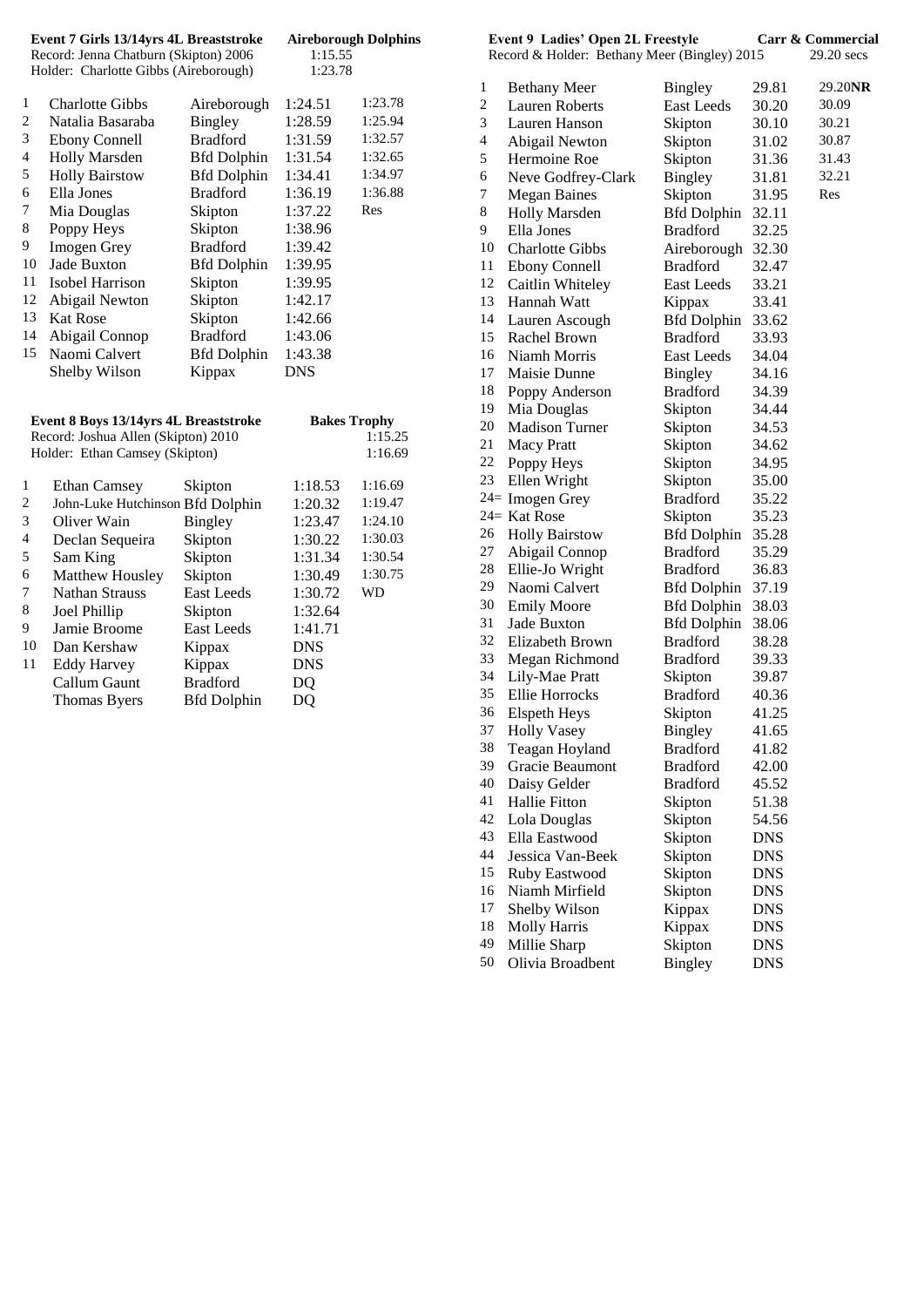**Event 7 Girls 13/14yrs 4L Breaststroke** — **Aireborough Dolphins**

Record: Jenna Chatburn (Skipton) 2006 — 1:15.55

Holder: Charlotte Gibbs (Aireborough) — 1:23.78

| | | | | |
|---|---|---|---|---|
| 1 | Charlotte Gibbs | Aireborough | 1:24.51 | 1:23.78 |
| 2 | Natalia Basaraba | Bingley | 1:28.59 | 1:25.94 |
| 3 | Ebony Connell | Bradford | 1:31.59 | 1:32.57 |
| 4 | Holly Marsden | Bfd Dolphin | 1:31.54 | 1:32.65 |
| 5 | Holly Bairstow | Bfd Dolphin | 1:34.41 | 1:34.97 |
| 6 | Ella Jones | Bradford | 1:36.19 | 1:36.88 |
| 7 | Mia Douglas | Skipton | 1:37.22 | Res |
| 8 | Poppy Heys | Skipton | 1:38.96 | |
| 9 | Imogen Grey | Bradford | 1:39.42 | |
| 10 | Jade Buxton | Bfd Dolphin | 1:39.95 | |
| 11 | Isobel Harrison | Skipton | 1:39.95 | |
| 12 | Abigail Newton | Skipton | 1:42.17 | |
| 13 | Kat Rose | Skipton | 1:42.66 | |
| 14 | Abigail Connop | Bradford | 1:43.06 | |
| 15 | Naomi Calvert | Bfd Dolphin | 1:43.38 | |
| | Shelby Wilson | Kippax | DNS | |

**Event 8 Boys 13/14yrs 4L Breaststroke** — **Bakes Trophy**

Record: Joshua Allen (Skipton) 2010 — 1:15.25

Holder: Ethan Camsey (Skipton) — 1:16.69

| | | | | |
|---|---|---|---|---|
| 1 | Ethan Camsey | Skipton | 1:18.53 | 1:16.69 |
| 2 | John-Luke Hutchinson | Bfd Dolphin | 1:20.32 | 1:19.47 |
| 3 | Oliver Wain | Bingley | 1:23.47 | 1:24.10 |
| 4 | Declan Sequeira | Skipton | 1:30.22 | 1:30.03 |
| 5 | Sam King | Skipton | 1:31.34 | 1:30.54 |
| 6 | Matthew Housley | Skipton | 1:30.49 | 1:30.75 |
| 7 | Nathan Strauss | East Leeds | 1:30.72 | WD |
| 8 | Joel Phillip | Skipton | 1:32.64 | |
| 9 | Jamie Broome | East Leeds | 1:41.71 | |
| 10 | Dan Kershaw | Kippax | DNS | |
| 11 | Eddy Harvey | Kippax | DNS | |
| | Callum Gaunt | Bradford | DQ | |
| | Thomas Byers | Bfd Dolphin | DQ | |

**Event 9 Ladies' Open 2L Freestyle** — **Carr & Commercial**

Record & Holder: Bethany Meer (Bingley) 2015 — 29.20 secs

| | | | | |
|---|---|---|---|---|
| 1 | Bethany Meer | Bingley | 29.81 | 29.20**NR** |
| 2 | Lauren Roberts | East Leeds | 30.20 | 30.09 |
| 3 | Lauren Hanson | Skipton | 30.10 | 30.21 |
| 4 | Abigail Newton | Skipton | 31.02 | 30.87 |
| 5 | Hermoine Roe | Skipton | 31.36 | 31.43 |
| 6 | Neve Godfrey-Clark | Bingley | 31.81 | 32.21 |
| 7 | Megan Baines | Skipton | 31.95 | Res |
| 8 | Holly Marsden | Bfd Dolphin | 32.11 | |
| 9 | Ella Jones | Bradford | 32.25 | |
| 10 | Charlotte Gibbs | Aireborough | 32.30 | |
| 11 | Ebony Connell | Bradford | 32.47 | |
| 12 | Caitlin Whiteley | East Leeds | 33.21 | |
| 13 | Hannah Watt | Kippax | 33.41 | |
| 14 | Lauren Ascough | Bfd Dolphin | 33.62 | |
| 15 | Rachel Brown | Bradford | 33.93 | |
| 16 | Niamh Morris | East Leeds | 34.04 | |
| 17 | Maisie Dunne | Bingley | 34.16 | |
| 18 | Poppy Anderson | Bradford | 34.39 | |
| 19 | Mia Douglas | Skipton | 34.44 | |
| 20 | Madison Turner | Skipton | 34.53 | |
| 21 | Macy Pratt | Skipton | 34.62 | |
| 22 | Poppy Heys | Skipton | 34.95 | |
| 23 | Ellen Wright | Skipton | 35.00 | |
| 24= | Imogen Grey | Bradford | 35.22 | |
| 24= | Kat Rose | Skipton | 35.23 | |
| 26 | Holly Bairstow | Bfd Dolphin | 35.28 | |
| 27 | Abigail Connop | Bradford | 35.29 | |
| 28 | Ellie-Jo Wright | Bradford | 36.83 | |
| 29 | Naomi Calvert | Bfd Dolphin | 37.19 | |
| 30 | Emily Moore | Bfd Dolphin | 38.03 | |
| 31 | Jade Buxton | Bfd Dolphin | 38.06 | |
| 32 | Elizabeth Brown | Bradford | 38.28 | |
| 33 | Megan Richmond | Bradford | 39.33 | |
| 34 | Lily-Mae Pratt | Skipton | 39.87 | |
| 35 | Ellie Horrocks | Bradford | 40.36 | |
| 36 | Elspeth Heys | Skipton | 41.25 | |
| 37 | Holly Vasey | Bingley | 41.65 | |
| 38 | Teagan Hoyland | Bradford | 41.82 | |
| 39 | Gracie Beaumont | Bradford | 42.00 | |
| 40 | Daisy Gelder | Bradford | 45.52 | |
| 41 | Hallie Fitton | Skipton | 51.38 | |
| 42 | Lola Douglas | Skipton | 54.56 | |
| 43 | Ella Eastwood | Skipton | DNS | |
| 44 | Jessica Van-Beek | Skipton | DNS | |
| 15 | Ruby Eastwood | Skipton | DNS | |
| 16 | Niamh Mirfield | Skipton | DNS | |
| 17 | Shelby Wilson | Kippax | DNS | |
| 18 | Molly Harris | Kippax | DNS | |
| 49 | Millie Sharp | Skipton | DNS | |
| 50 | Olivia Broadbent | Bingley | DNS | |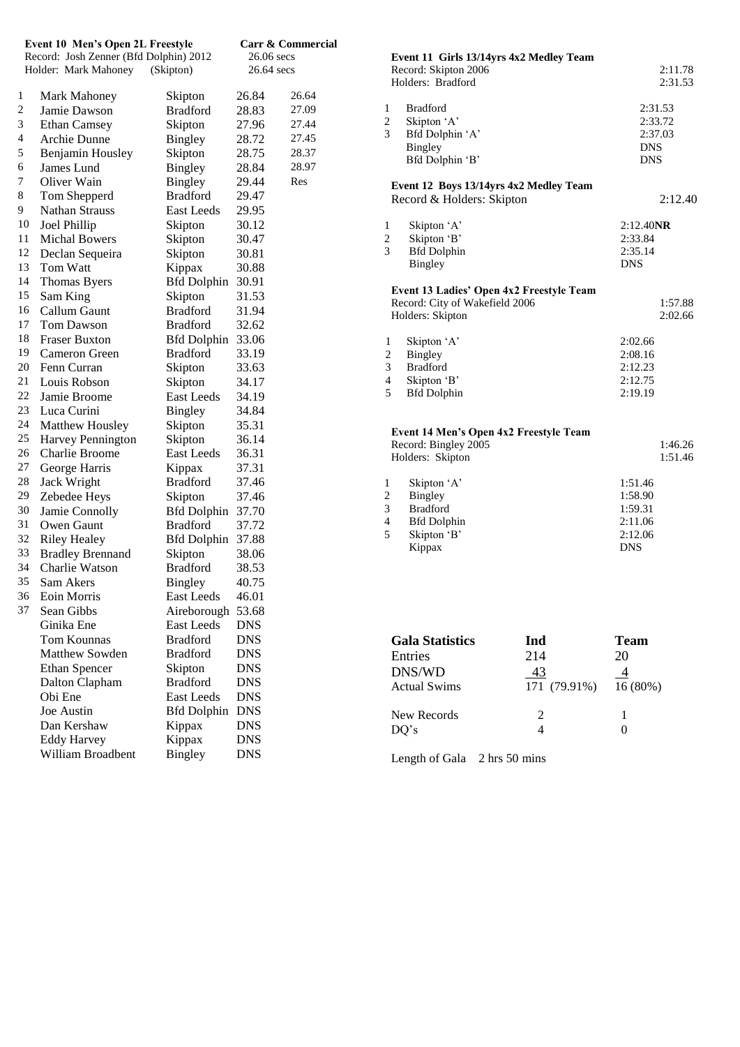**Event 10 Men's Open 2L Freestyle** — **Carr & Commercial**

Record: Josh Zenner (Bfd Dolphin) 2012 — 26.06 secs

Holder: Mark Mahoney (Skipton) — 26.64 secs

| | | | | |
|---|---|---|---|---|
| 1 | Mark Mahoney | Skipton | 26.84 | 26.64 |
| 2 | Jamie Dawson | Bradford | 28.83 | 27.09 |
| 3 | Ethan Camsey | Skipton | 27.96 | 27.44 |
| 4 | Archie Dunne | Bingley | 28.72 | 27.45 |
| 5 | Benjamin Housley | Skipton | 28.75 | 28.37 |
| 6 | James Lund | Bingley | 28.84 | 28.97 |
| 7 | Oliver Wain | Bingley | 29.44 | Res |
| 8 | Tom Shepperd | Bradford | 29.47 | |
| 9 | Nathan Strauss | East Leeds | 29.95 | |
| 10 | Joel Phillip | Skipton | 30.12 | |
| 11 | Michal Bowers | Skipton | 30.47 | |
| 12 | Declan Sequeira | Skipton | 30.81 | |
| 13 | Tom Watt | Kippax | 30.88 | |
| 14 | Thomas Byers | Bfd Dolphin | 30.91 | |
| 15 | Sam King | Skipton | 31.53 | |
| 16 | Callum Gaunt | Bradford | 31.94 | |
| 17 | Tom Dawson | Bradford | 32.62 | |
| 18 | Fraser Buxton | Bfd Dolphin | 33.06 | |
| 19 | Cameron Green | Bradford | 33.19 | |
| 20 | Fenn Curran | Skipton | 33.63 | |
| 21 | Louis Robson | Skipton | 34.17 | |
| 22 | Jamie Broome | East Leeds | 34.19 | |
| 23 | Luca Curini | Bingley | 34.84 | |
| 24 | Matthew Housley | Skipton | 35.31 | |
| 25 | Harvey Pennington | Skipton | 36.14 | |
| 26 | Charlie Broome | East Leeds | 36.31 | |
| 27 | George Harris | Kippax | 37.31 | |
| 28 | Jack Wright | Bradford | 37.46 | |
| 29 | Zebedee Heys | Skipton | 37.46 | |
| 30 | Jamie Connolly | Bfd Dolphin | 37.70 | |
| 31 | Owen Gaunt | Bradford | 37.72 | |
| 32 | Riley Healey | Bfd Dolphin | 37.88 | |
| 33 | Bradley Brennand | Skipton | 38.06 | |
| 34 | Charlie Watson | Bradford | 38.53 | |
| 35 | Sam Akers | Bingley | 40.75 | |
| 36 | Eoin Morris | East Leeds | 46.01 | |
| 37 | Sean Gibbs | Aireborough | 53.68 | |
| | Ginika Ene | East Leeds | DNS | |
| | Tom Kounnas | Bradford | DNS | |
| | Matthew Sowden | Bradford | DNS | |
| | Ethan Spencer | Skipton | DNS | |
| | Dalton Clapham | Bradford | DNS | |
| | Obi Ene | East Leeds | DNS | |
| | Joe Austin | Bfd Dolphin | DNS | |
| | Dan Kershaw | Kippax | DNS | |
| | Eddy Harvey | Kippax | DNS | |
| | William Broadbent | Bingley | DNS | |

**Event 11 Girls 13/14yrs 4x2 Medley Team**

Record: Skipton 2006 — 2:11.78

Holders: Bradford — 2:31.53

| | | |
|---|---|---|
| 1 | Bradford | 2:31.53 |
| 2 | Skipton 'A' | 2:33.72 |
| 3 | Bfd Dolphin 'A' | 2:37.03 |
| | Bingley | DNS |
| | Bfd Dolphin 'B' | DNS |

**Event 12 Boys 13/14yrs 4x2 Medley Team**

Record & Holders: Skipton — 2:12.40

| | | |
|---|---|---|
| 1 | Skipton 'A' | 2:12.40**NR** |
| 2 | Skipton 'B' | 2:33.84 |
| 3 | Bfd Dolphin | 2:35.14 |
| | Bingley | DNS |

**Event 13 Ladies' Open 4x2 Freestyle Team**

Record: City of Wakefield 2006 — 1:57.88

Holders: Skipton — 2:02.66

| | | |
|---|---|---|
| 1 | Skipton 'A' | 2:02.66 |
| 2 | Bingley | 2:08.16 |
| 3 | Bradford | 2:12.23 |
| 4 | Skipton 'B' | 2:12.75 |
| 5 | Bfd Dolphin | 2:19.19 |

**Event 14 Men's Open 4x2 Freestyle Team**

Record: Bingley 2005 — 1:46.26

Holders: Skipton — 1:51.46

| | | |
|---|---|---|
| 1 | Skipton 'A' | 1:51.46 |
| 2 | Bingley | 1:58.90 |
| 3 | Bradford | 1:59.31 |
| 4 | Bfd Dolphin | 2:11.06 |
| 5 | Skipton 'B' | 2:12.06 |
| | Kippax | DNS |

| **Gala Statistics** | **Ind** | **Team** |
|---|---|---|
| Entries | 214 | 20 |
| DNS/WD | 43 | 4 |
| Actual Swims | 171 (79.91%) | 16 (80%) |
| New Records | 2 | 1 |
| DQ's | 4 | 0 |

Length of Gala 2 hrs 50 mins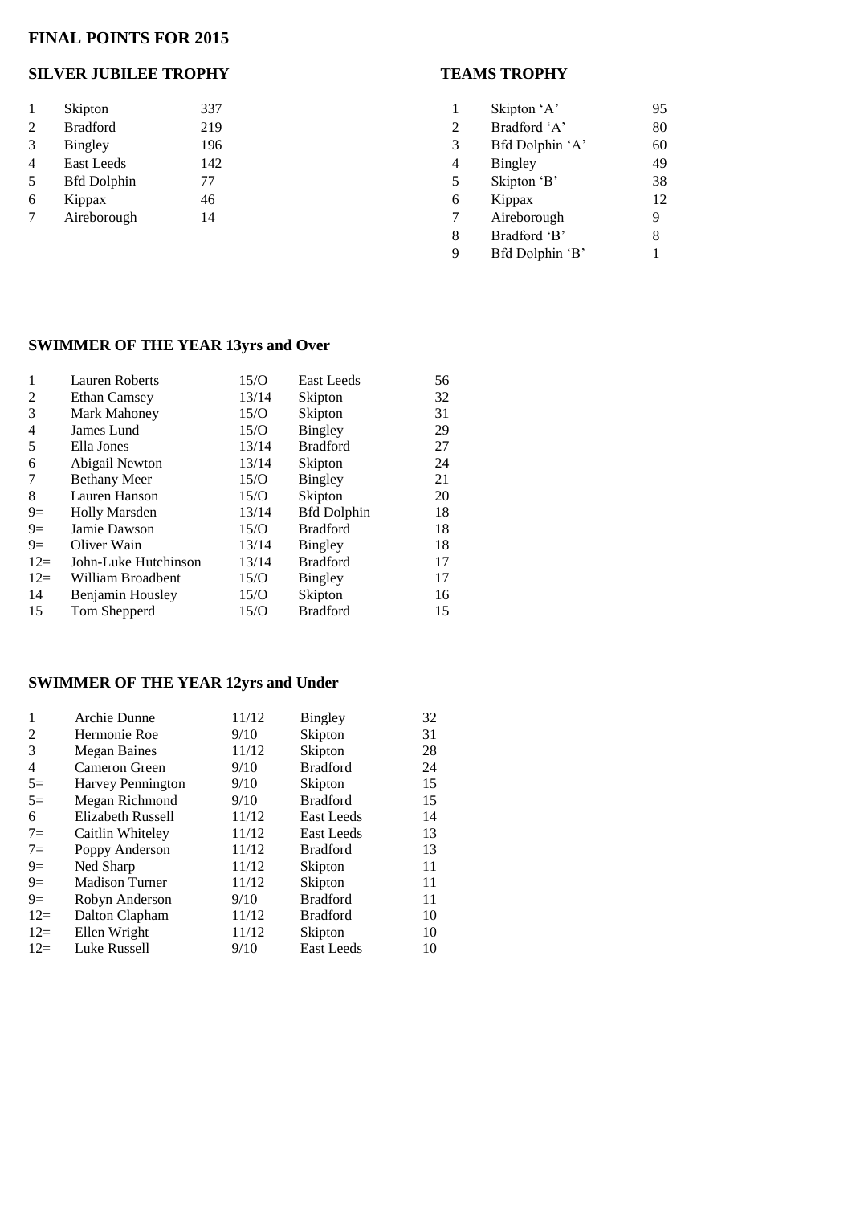# FINAL POINTS FOR 2015

## SILVER JUBILEE TROPHY

| | | |
|---|---|---|
| 1 | Skipton | 337 |
| 2 | Bradford | 219 |
| 3 | Bingley | 196 |
| 4 | East Leeds | 142 |
| 5 | Bfd Dolphin | 77 |
| 6 | Kippax | 46 |
| 7 | Aireborough | 14 |

## TEAMS TROPHY

| | | |
|---|---|---|
| 1 | Skipton 'A' | 95 |
| 2 | Bradford 'A' | 80 |
| 3 | Bfd Dolphin 'A' | 60 |
| 4 | Bingley | 49 |
| 5 | Skipton 'B' | 38 |
| 6 | Kippax | 12 |
| 7 | Aireborough | 9 |
| 8 | Bradford 'B' | 8 |
| 9 | Bfd Dolphin 'B' | 1 |

## SWIMMER OF THE YEAR 13yrs and Over

| | | | | |
|---|---|---|---|---|
| 1 | Lauren Roberts | 15/O | East Leeds | 56 |
| 2 | Ethan Camsey | 13/14 | Skipton | 32 |
| 3 | Mark Mahoney | 15/O | Skipton | 31 |
| 4 | James Lund | 15/O | Bingley | 29 |
| 5 | Ella Jones | 13/14 | Bradford | 27 |
| 6 | Abigail Newton | 13/14 | Skipton | 24 |
| 7 | Bethany Meer | 15/O | Bingley | 21 |
| 8 | Lauren Hanson | 15/O | Skipton | 20 |
| 9= | Holly Marsden | 13/14 | Bfd Dolphin | 18 |
| 9= | Jamie Dawson | 15/O | Bradford | 18 |
| 9= | Oliver Wain | 13/14 | Bingley | 18 |
| 12= | John-Luke Hutchinson | 13/14 | Bradford | 17 |
| 12= | William Broadbent | 15/O | Bingley | 17 |
| 14 | Benjamin Housley | 15/O | Skipton | 16 |
| 15 | Tom Shepperd | 15/O | Bradford | 15 |

## SWIMMER OF THE YEAR 12yrs and Under

| | | | | |
|---|---|---|---|---|
| 1 | Archie Dunne | 11/12 | Bingley | 32 |
| 2 | Hermonie Roe | 9/10 | Skipton | 31 |
| 3 | Megan Baines | 11/12 | Skipton | 28 |
| 4 | Cameron Green | 9/10 | Bradford | 24 |
| 5= | Harvey Pennington | 9/10 | Skipton | 15 |
| 5= | Megan Richmond | 9/10 | Bradford | 15 |
| 6 | Elizabeth Russell | 11/12 | East Leeds | 14 |
| 7= | Caitlin Whiteley | 11/12 | East Leeds | 13 |
| 7= | Poppy Anderson | 11/12 | Bradford | 13 |
| 9= | Ned Sharp | 11/12 | Skipton | 11 |
| 9= | Madison Turner | 11/12 | Skipton | 11 |
| 9= | Robyn Anderson | 9/10 | Bradford | 11 |
| 12= | Dalton Clapham | 11/12 | Bradford | 10 |
| 12= | Ellen Wright | 11/12 | Skipton | 10 |
| 12= | Luke Russell | 9/10 | East Leeds | 10 |